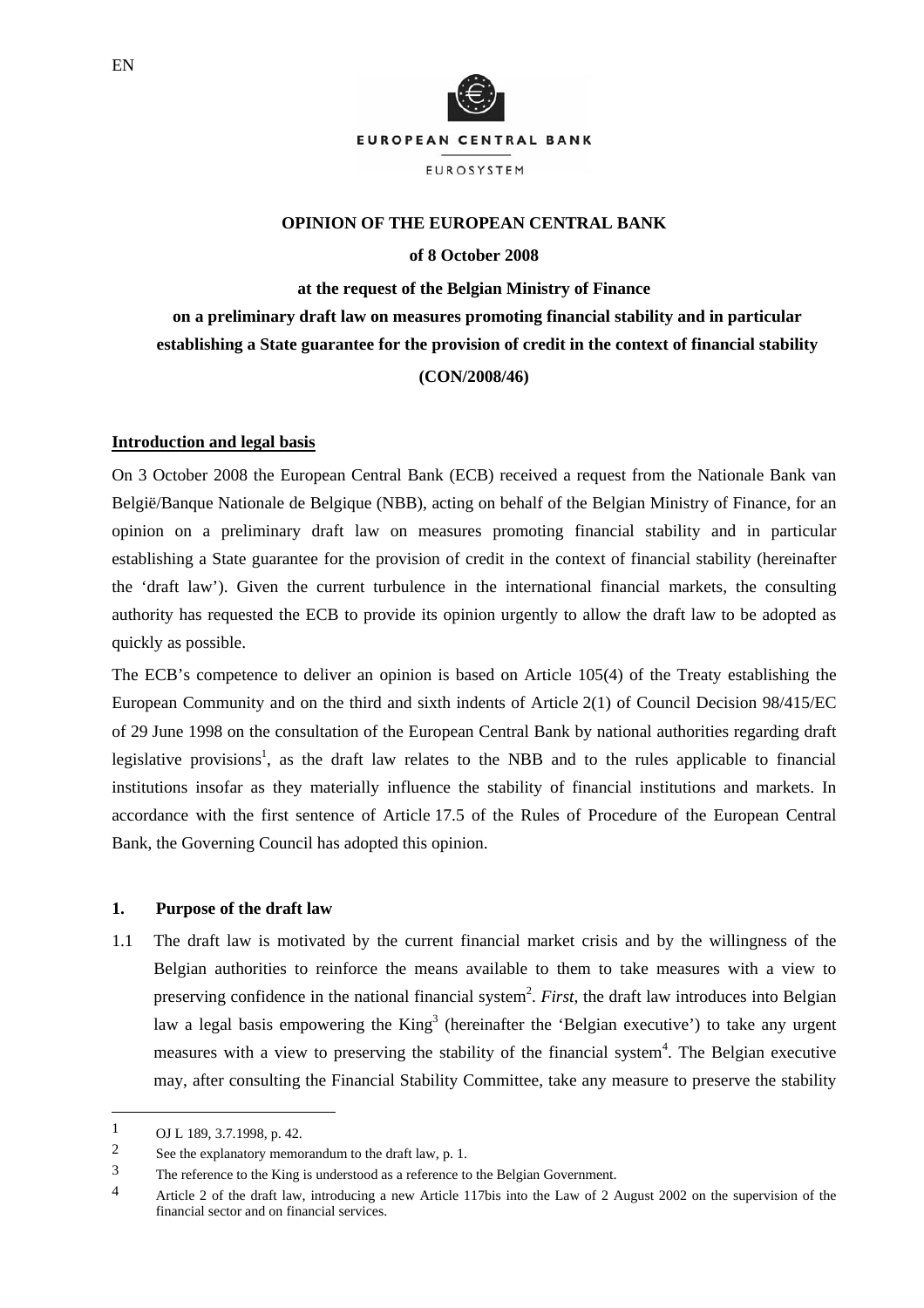EN

EUROPEAN CENTRAL BANK

EUROSYSTEM

**OPINION OF THE EUROPEAN CENTRAL BANK**

**of 8 October 2008**

**at the request of the Belgian Ministry of Finance**

**on a preliminary draft law on measures promoting financial stability and in particular establishing a State guarantee for the provision of credit in the context of financial stability**

**(CON/2008/46)**

## Introduction and legal basis

On 3 October 2008 the European Central Bank (ECB) received a request from the Nationale Bank van België/Banque Nationale de Belgique (NBB), acting on behalf of the Belgian Ministry of Finance, for an opinion on a preliminary draft law on measures promoting financial stability and in particular establishing a State guarantee for the provision of credit in the context of financial stability (hereinafter the 'draft law'). Given the current turbulence in the international financial markets, the consulting authority has requested the ECB to provide its opinion urgently to allow the draft law to be adopted as quickly as possible.

The ECB's competence to deliver an opinion is based on Article 105(4) of the Treaty establishing the European Community and on the third and sixth indents of Article 2(1) of Council Decision 98/415/EC of 29 June 1998 on the consultation of the European Central Bank by national authorities regarding draft legislative provisions[1], as the draft law relates to the NBB and to the rules applicable to financial institutions insofar as they materially influence the stability of financial institutions and markets. In accordance with the first sentence of Article 17.5 of the Rules of Procedure of the European Central Bank, the Governing Council has adopted this opinion.

### 1. Purpose of the draft law

1.1 The draft law is motivated by the current financial market crisis and by the willingness of the Belgian authorities to reinforce the means available to them to take measures with a view to preserving confidence in the national financial system[2]. *First*, the draft law introduces into Belgian law a legal basis empowering the King[3] (hereinafter the 'Belgian executive') to take any urgent measures with a view to preserving the stability of the financial system[4]. The Belgian executive may, after consulting the Financial Stability Committee, take any measure to preserve the stability

---

1 OJ L 189, 3.7.1998, p. 42.

2 See the explanatory memorandum to the draft law, p. 1.

3 The reference to the King is understood as a reference to the Belgian Government.

4 Article 2 of the draft law, introducing a new Article 117bis into the Law of 2 August 2002 on the supervision of the financial sector and on financial services.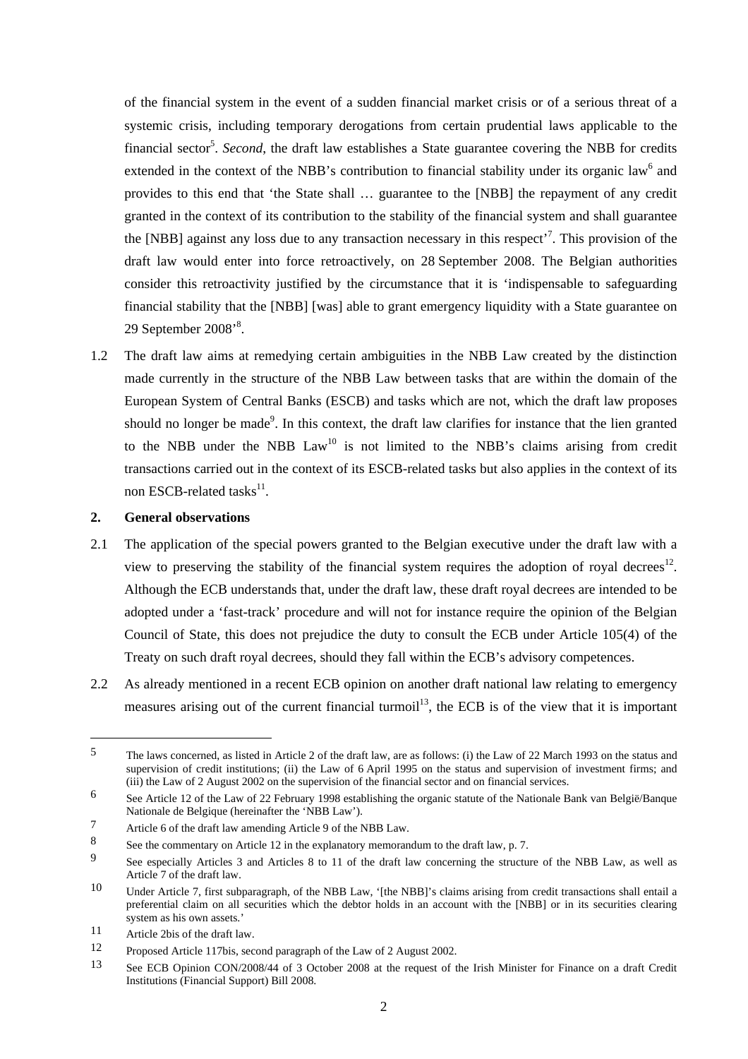of the financial system in the event of a sudden financial market crisis or of a serious threat of a systemic crisis, including temporary derogations from certain prudential laws applicable to the financial sector[5]. *Second*, the draft law establishes a State guarantee covering the NBB for credits extended in the context of the NBB's contribution to financial stability under its organic law[6] and provides to this end that 'the State shall … guarantee to the [NBB] the repayment of any credit granted in the context of its contribution to the stability of the financial system and shall guarantee the [NBB] against any loss due to any transaction necessary in this respect'[7]. This provision of the draft law would enter into force retroactively, on 28 September 2008. The Belgian authorities consider this retroactivity justified by the circumstance that it is 'indispensable to safeguarding financial stability that the [NBB] [was] able to grant emergency liquidity with a State guarantee on 29 September 2008'[8].

1.2 The draft law aims at remedying certain ambiguities in the NBB Law created by the distinction made currently in the structure of the NBB Law between tasks that are within the domain of the European System of Central Banks (ESCB) and tasks which are not, which the draft law proposes should no longer be made[9]. In this context, the draft law clarifies for instance that the lien granted to the NBB under the NBB Law[10] is not limited to the NBB's claims arising from credit transactions carried out in the context of its ESCB-related tasks but also applies in the context of its non ESCB-related tasks[11].

## 2. General observations

2.1 The application of the special powers granted to the Belgian executive under the draft law with a view to preserving the stability of the financial system requires the adoption of royal decrees[12]. Although the ECB understands that, under the draft law, these draft royal decrees are intended to be adopted under a 'fast-track' procedure and will not for instance require the opinion of the Belgian Council of State, this does not prejudice the duty to consult the ECB under Article 105(4) of the Treaty on such draft royal decrees, should they fall within the ECB's advisory competences.

2.2 As already mentioned in a recent ECB opinion on another draft national law relating to emergency measures arising out of the current financial turmoil[13], the ECB is of the view that it is important

---

5 The laws concerned, as listed in Article 2 of the draft law, are as follows: (i) the Law of 22 March 1993 on the status and supervision of credit institutions; (ii) the Law of 6 April 1995 on the status and supervision of investment firms; and (iii) the Law of 2 August 2002 on the supervision of the financial sector and on financial services.

6 See Article 12 of the Law of 22 February 1998 establishing the organic statute of the Nationale Bank van België/Banque Nationale de Belgique (hereinafter the 'NBB Law').

7 Article 6 of the draft law amending Article 9 of the NBB Law.

8 See the commentary on Article 12 in the explanatory memorandum to the draft law, p. 7.

9 See especially Articles 3 and Articles 8 to 11 of the draft law concerning the structure of the NBB Law, as well as Article 7 of the draft law.

10 Under Article 7, first subparagraph, of the NBB Law, '[the NBB]'s claims arising from credit transactions shall entail a preferential claim on all securities which the debtor holds in an account with the [NBB] or in its securities clearing system as his own assets.'

11 Article 2bis of the draft law.

12 Proposed Article 117bis, second paragraph of the Law of 2 August 2002.

13 See ECB Opinion CON/2008/44 of 3 October 2008 at the request of the Irish Minister for Finance on a draft Credit Institutions (Financial Support) Bill 2008.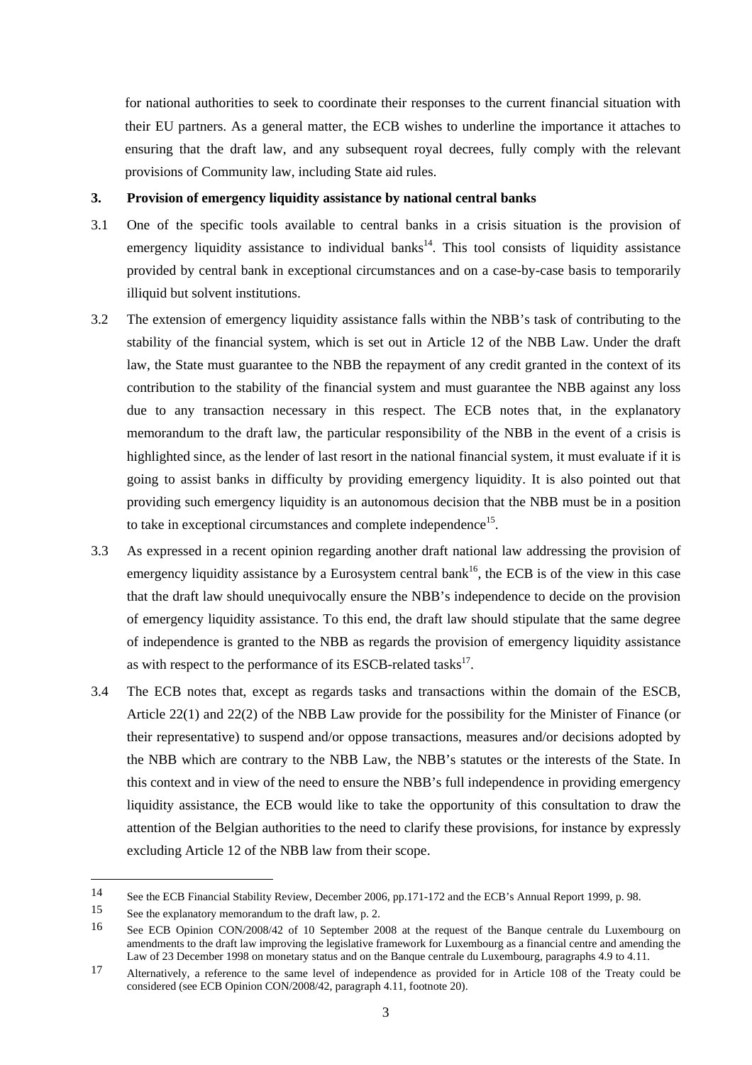for national authorities to seek to coordinate their responses to the current financial situation with their EU partners. As a general matter, the ECB wishes to underline the importance it attaches to ensuring that the draft law, and any subsequent royal decrees, fully comply with the relevant provisions of Community law, including State aid rules.

## 3. Provision of emergency liquidity assistance by national central banks

3.1 One of the specific tools available to central banks in a crisis situation is the provision of emergency liquidity assistance to individual banks[14]. This tool consists of liquidity assistance provided by central bank in exceptional circumstances and on a case-by-case basis to temporarily illiquid but solvent institutions.

3.2 The extension of emergency liquidity assistance falls within the NBB's task of contributing to the stability of the financial system, which is set out in Article 12 of the NBB Law. Under the draft law, the State must guarantee to the NBB the repayment of any credit granted in the context of its contribution to the stability of the financial system and must guarantee the NBB against any loss due to any transaction necessary in this respect. The ECB notes that, in the explanatory memorandum to the draft law, the particular responsibility of the NBB in the event of a crisis is highlighted since, as the lender of last resort in the national financial system, it must evaluate if it is going to assist banks in difficulty by providing emergency liquidity. It is also pointed out that providing such emergency liquidity is an autonomous decision that the NBB must be in a position to take in exceptional circumstances and complete independence[15].

3.3 As expressed in a recent opinion regarding another draft national law addressing the provision of emergency liquidity assistance by a Eurosystem central bank[16], the ECB is of the view in this case that the draft law should unequivocally ensure the NBB's independence to decide on the provision of emergency liquidity assistance. To this end, the draft law should stipulate that the same degree of independence is granted to the NBB as regards the provision of emergency liquidity assistance as with respect to the performance of its ESCB-related tasks[17].

3.4 The ECB notes that, except as regards tasks and transactions within the domain of the ESCB, Article 22(1) and 22(2) of the NBB Law provide for the possibility for the Minister of Finance (or their representative) to suspend and/or oppose transactions, measures and/or decisions adopted by the NBB which are contrary to the NBB Law, the NBB's statutes or the interests of the State. In this context and in view of the need to ensure the NBB's full independence in providing emergency liquidity assistance, the ECB would like to take the opportunity of this consultation to draw the attention of the Belgian authorities to the need to clarify these provisions, for instance by expressly excluding Article 12 of the NBB law from their scope.

---

14 See the ECB Financial Stability Review, December 2006, pp.171-172 and the ECB's Annual Report 1999, p. 98.

15 See the explanatory memorandum to the draft law, p. 2.

16 See ECB Opinion CON/2008/42 of 10 September 2008 at the request of the Banque centrale du Luxembourg on amendments to the draft law improving the legislative framework for Luxembourg as a financial centre and amending the Law of 23 December 1998 on monetary status and on the Banque centrale du Luxembourg, paragraphs 4.9 to 4.11.

17 Alternatively, a reference to the same level of independence as provided for in Article 108 of the Treaty could be considered (see ECB Opinion CON/2008/42, paragraph 4.11, footnote 20).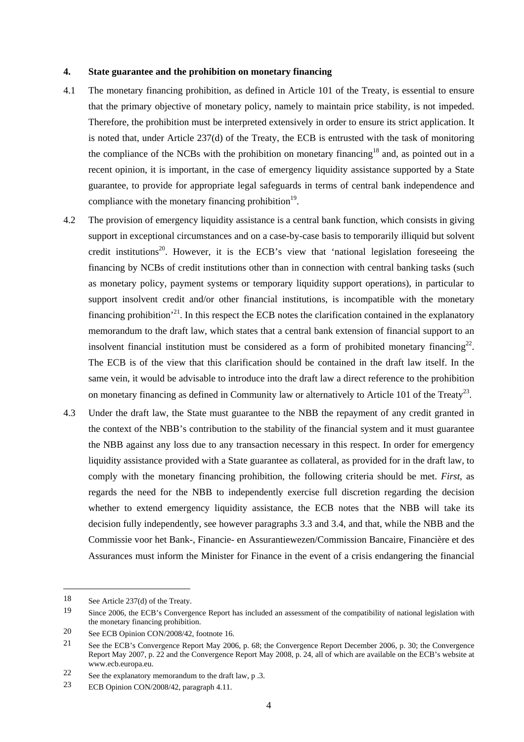**4. State guarantee and the prohibition on monetary financing**

4.1 The monetary financing prohibition, as defined in Article 101 of the Treaty, is essential to ensure that the primary objective of monetary policy, namely to maintain price stability, is not impeded. Therefore, the prohibition must be interpreted extensively in order to ensure its strict application. It is noted that, under Article 237(d) of the Treaty, the ECB is entrusted with the task of monitoring the compliance of the NCBs with the prohibition on monetary financing[18] and, as pointed out in a recent opinion, it is important, in the case of emergency liquidity assistance supported by a State guarantee, to provide for appropriate legal safeguards in terms of central bank independence and compliance with the monetary financing prohibition[19].

4.2 The provision of emergency liquidity assistance is a central bank function, which consists in giving support in exceptional circumstances and on a case-by-case basis to temporarily illiquid but solvent credit institutions[20]. However, it is the ECB's view that 'national legislation foreseeing the financing by NCBs of credit institutions other than in connection with central banking tasks (such as monetary policy, payment systems or temporary liquidity support operations), in particular to support insolvent credit and/or other financial institutions, is incompatible with the monetary financing prohibition'[21]. In this respect the ECB notes the clarification contained in the explanatory memorandum to the draft law, which states that a central bank extension of financial support to an insolvent financial institution must be considered as a form of prohibited monetary financing[22]. The ECB is of the view that this clarification should be contained in the draft law itself. In the same vein, it would be advisable to introduce into the draft law a direct reference to the prohibition on monetary financing as defined in Community law or alternatively to Article 101 of the Treaty[23].

4.3 Under the draft law, the State must guarantee to the NBB the repayment of any credit granted in the context of the NBB's contribution to the stability of the financial system and it must guarantee the NBB against any loss due to any transaction necessary in this respect. In order for emergency liquidity assistance provided with a State guarantee as collateral, as provided for in the draft law, to comply with the monetary financing prohibition, the following criteria should be met. *First*, as regards the need for the NBB to independently exercise full discretion regarding the decision whether to extend emergency liquidity assistance, the ECB notes that the NBB will take its decision fully independently, see however paragraphs 3.3 and 3.4, and that, while the NBB and the Commissie voor het Bank-, Financie- en Assurantiewezen/Commission Bancaire, Financière et des Assurances must inform the Minister for Finance in the event of a crisis endangering the financial

---

18 See Article 237(d) of the Treaty.

19 Since 2006, the ECB's Convergence Report has included an assessment of the compatibility of national legislation with the monetary financing prohibition.

20 See ECB Opinion CON/2008/42, footnote 16.

21 See the ECB's Convergence Report May 2006, p. 68; the Convergence Report December 2006, p. 30; the Convergence Report May 2007, p. 22 and the Convergence Report May 2008, p. 24, all of which are available on the ECB's website at www.ecb.europa.eu.

22 See the explanatory memorandum to the draft law, p .3.

23 ECB Opinion CON/2008/42, paragraph 4.11.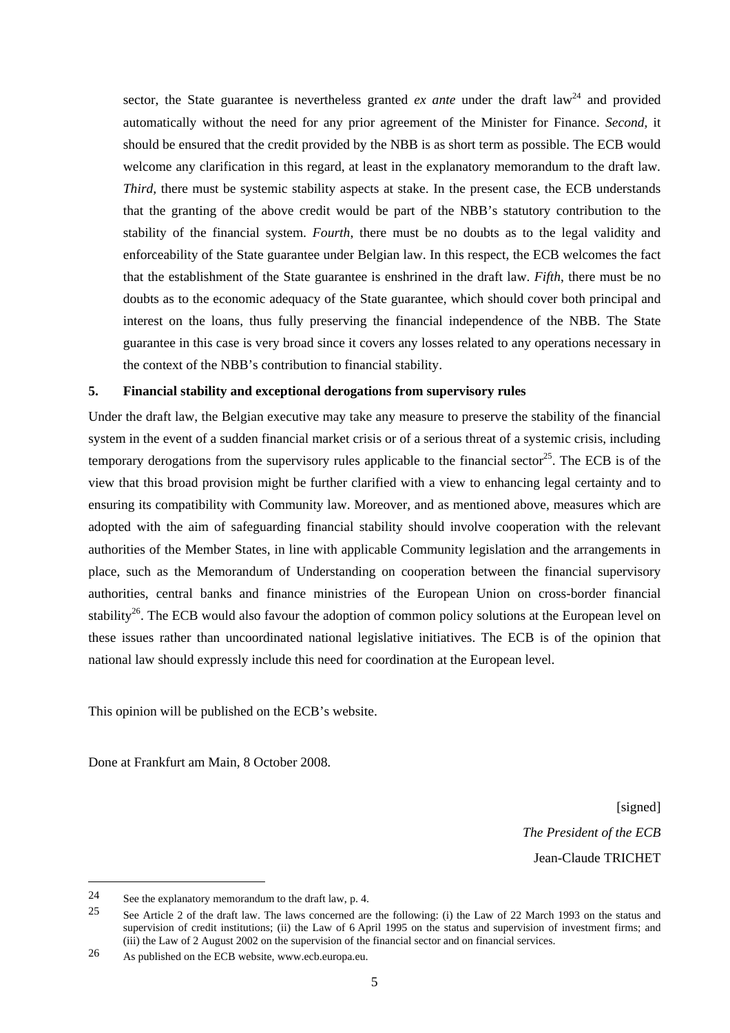sector, the State guarantee is nevertheless granted *ex ante* under the draft law[24] and provided automatically without the need for any prior agreement of the Minister for Finance. *Second,* it should be ensured that the credit provided by the NBB is as short term as possible. The ECB would welcome any clarification in this regard, at least in the explanatory memorandum to the draft law. *Third,* there must be systemic stability aspects at stake. In the present case, the ECB understands that the granting of the above credit would be part of the NBB's statutory contribution to the stability of the financial system. *Fourth*, there must be no doubts as to the legal validity and enforceability of the State guarantee under Belgian law. In this respect, the ECB welcomes the fact that the establishment of the State guarantee is enshrined in the draft law. *Fifth*, there must be no doubts as to the economic adequacy of the State guarantee, which should cover both principal and interest on the loans, thus fully preserving the financial independence of the NBB. The State guarantee in this case is very broad since it covers any losses related to any operations necessary in the context of the NBB's contribution to financial stability.

**5. Financial stability and exceptional derogations from supervisory rules**

Under the draft law, the Belgian executive may take any measure to preserve the stability of the financial system in the event of a sudden financial market crisis or of a serious threat of a systemic crisis, including temporary derogations from the supervisory rules applicable to the financial sector[25]. The ECB is of the view that this broad provision might be further clarified with a view to enhancing legal certainty and to ensuring its compatibility with Community law. Moreover, and as mentioned above, measures which are adopted with the aim of safeguarding financial stability should involve cooperation with the relevant authorities of the Member States, in line with applicable Community legislation and the arrangements in place, such as the Memorandum of Understanding on cooperation between the financial supervisory authorities, central banks and finance ministries of the European Union on cross-border financial stability[26]. The ECB would also favour the adoption of common policy solutions at the European level on these issues rather than uncoordinated national legislative initiatives. The ECB is of the opinion that national law should expressly include this need for coordination at the European level.

This opinion will be published on the ECB's website.

Done at Frankfurt am Main, 8 October 2008.

[signed]

*The President of the ECB*

Jean-Claude TRICHET

---

24 See the explanatory memorandum to the draft law, p. 4.

25 See Article 2 of the draft law. The laws concerned are the following: (i) the Law of 22 March 1993 on the status and supervision of credit institutions; (ii) the Law of 6 April 1995 on the status and supervision of investment firms; and (iii) the Law of 2 August 2002 on the supervision of the financial sector and on financial services.

26 As published on the ECB website, www.ecb.europa.eu.